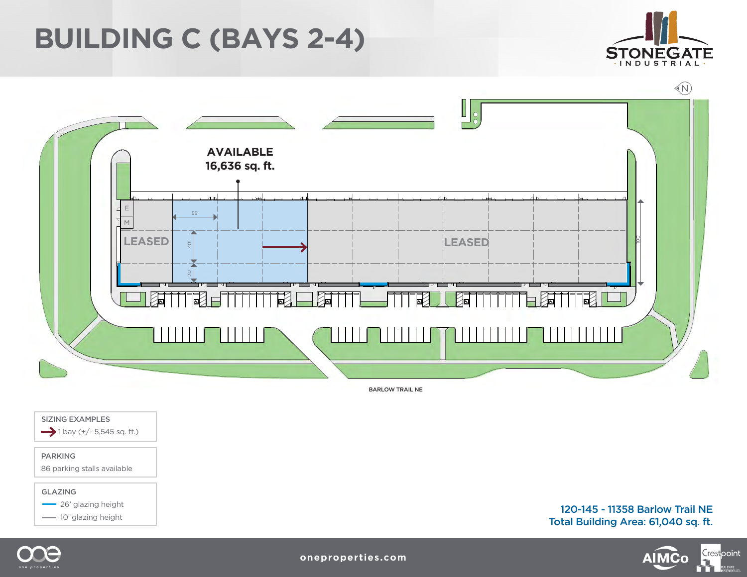# BUILDING C (BAYS 2-4)

STONEGATE INDUSTRIAL

N

AVAILABLE
16,636 sq. ft.

LEASED

LEASED

E

M

55'

40'

20'

100'

BARLOW TRAIL NE

**SIZING EXAMPLES**
1 bay (+/- 5,545 sq. ft.)

**PARKING**
86 parking stalls available

**GLAZING**
26' glazing height
10' glazing height

120-145 - 11358 Barlow Trail NE
Total Building Area: 61,040 sq. ft.

one properties

oneproperties.com

AIMCo

Crestpoint REAL ESTATE INVESTMENTS LTD.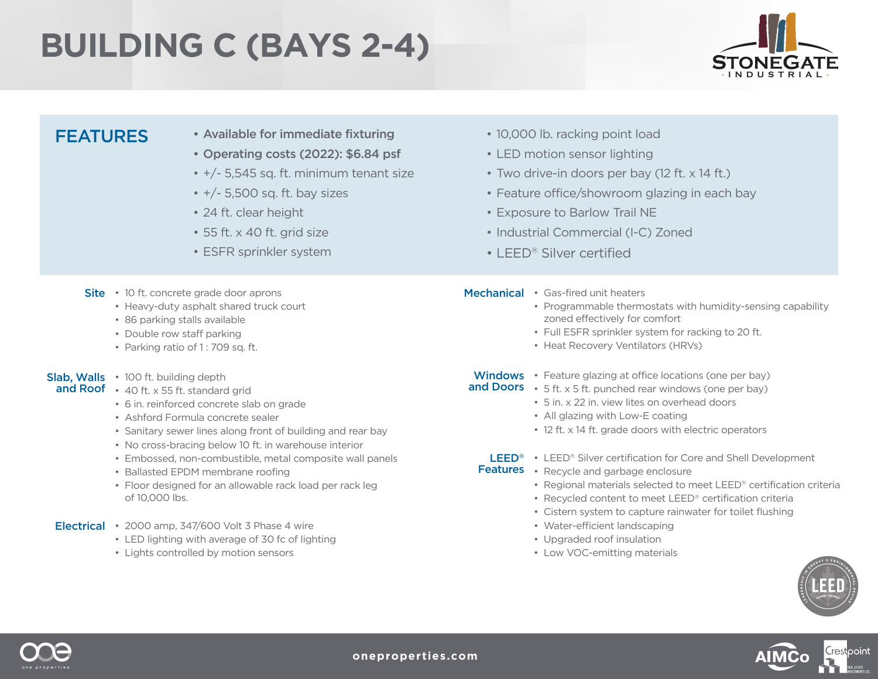# BUILDING C (BAYS 2-4)

## FEATURES

- **Available for immediate fixturing**
- **Operating costs (2022): $6.84 psf**
- +/- 5,545 sq. ft. minimum tenant size
- +/- 5,500 sq. ft. bay sizes
- 24 ft. clear height
- 55 ft. x 40 ft. grid size
- ESFR sprinkler system
- 10,000 lb. racking point load
- LED motion sensor lighting
- Two drive-in doors per bay (12 ft. x 14 ft.)
- Feature office/showroom glazing in each bay
- Exposure to Barlow Trail NE
- Industrial Commercial (I-C) Zoned
- LEED® Silver certified

### Site

- 10 ft. concrete grade door aprons
- Heavy-duty asphalt shared truck court
- 86 parking stalls available
- Double row staff parking
- Parking ratio of 1 : 709 sq. ft.

### Slab, Walls and Roof

- 100 ft. building depth
- 40 ft. x 55 ft. standard grid
- 6 in. reinforced concrete slab on grade
- Ashford Formula concrete sealer
- Sanitary sewer lines along front of building and rear bay
- No cross-bracing below 10 ft. in warehouse interior
- Embossed, non-combustible, metal composite wall panels
- Ballasted EPDM membrane roofing
- Floor designed for an allowable rack load per rack leg of 10,000 lbs.

### Electrical

- 2000 amp, 347/600 Volt 3 Phase 4 wire
- LED lighting with average of 30 fc of lighting
- Lights controlled by motion sensors

### Mechanical

- Gas-fired unit heaters
- Programmable thermostats with humidity-sensing capability zoned effectively for comfort
- Full ESFR sprinkler system for racking to 20 ft.
- Heat Recovery Ventilators (HRVs)

### Windows and Doors

- Feature glazing at office locations (one per bay)
- 5 ft. x 5 ft. punched rear windows (one per bay)
- 5 in. x 22 in. view lites on overhead doors
- All glazing with Low-E coating
- 12 ft. x 14 ft. grade doors with electric operators

### LEED® Features

- LEED® Silver certification for Core and Shell Development
- Recycle and garbage enclosure
- Regional materials selected to meet LEED® certification criteria
- Recycled content to meet LEED® certification criteria
- Cistern system to capture rainwater for toilet flushing
- Water-efficient landscaping
- Upgraded roof insulation
- Low VOC-emitting materials

oneproperties.com